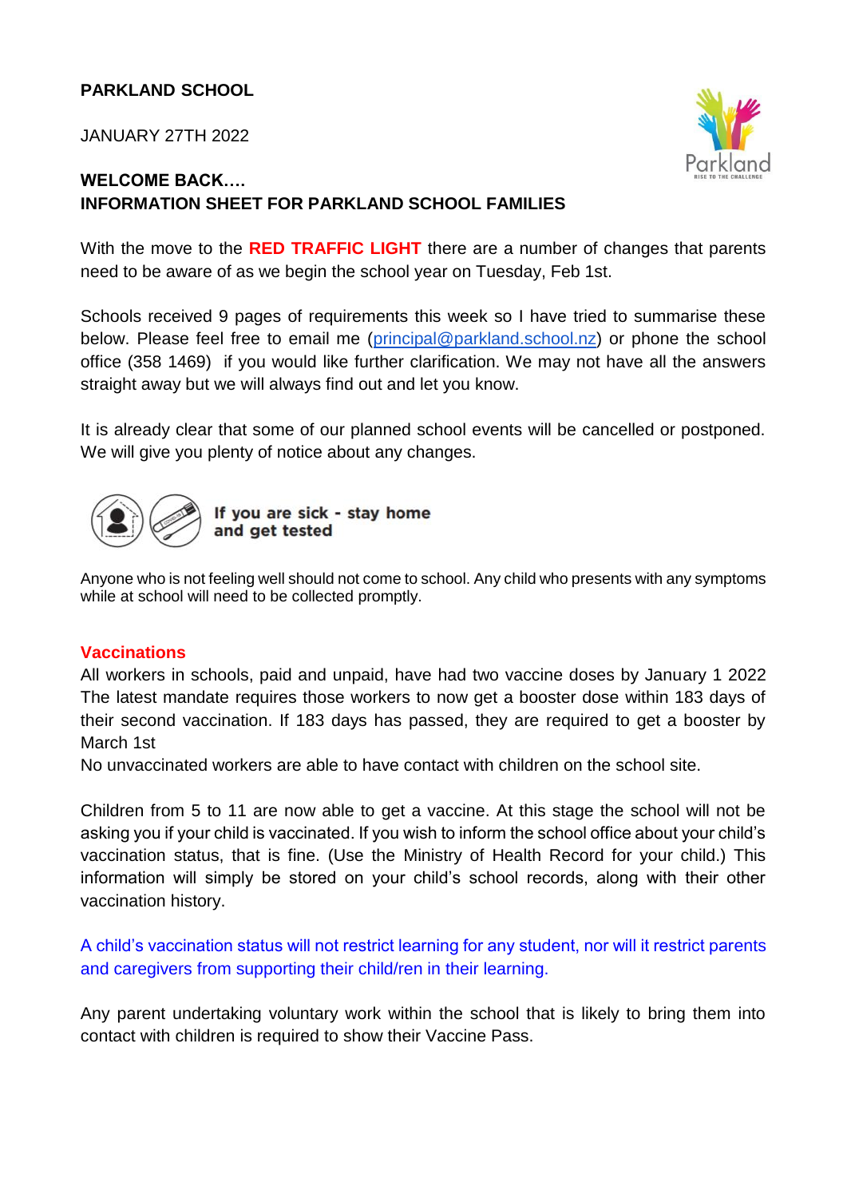**PARKLAND SCHOOL**

JANUARY 27TH 2022

**WELCOME BACK….**
**INFORMATION SHEET FOR PARKLAND SCHOOL FAMILIES**

With the move to the **RED TRAFFIC LIGHT** there are a number of changes that parents need to be aware of as we begin the school year on Tuesday, Feb 1st.

Schools received 9 pages of requirements this week so I have tried to summarise these below. Please feel free to email me (principal@parkland.school.nz) or phone the school office (358 1469) if you would like further clarification. We may not have all the answers straight away but we will always find out and let you know.

It is already clear that some of our planned school events will be cancelled or postponed. We will give you plenty of notice about any changes.

**If you are sick - stay home and get tested**

Anyone who is not feeling well should not come to school. Any child who presents with any symptoms while at school will need to be collected promptly.

## Vaccinations

All workers in schools, paid and unpaid, have had two vaccine doses by January 1 2022
The latest mandate requires those workers to now get a booster dose within 183 days of their second vaccination. If 183 days has passed, they are required to get a booster by March 1st
No unvaccinated workers are able to have contact with children on the school site.

Children from 5 to 11 are now able to get a vaccine. At this stage the school will not be asking you if your child is vaccinated. If you wish to inform the school office about your child's vaccination status, that is fine. (Use the Ministry of Health Record for your child.) This information will simply be stored on your child's school records, along with their other vaccination history.

A child's vaccination status will not restrict learning for any student, nor will it restrict parents and caregivers from supporting their child/ren in their learning.

Any parent undertaking voluntary work within the school that is likely to bring them into contact with children is required to show their Vaccine Pass.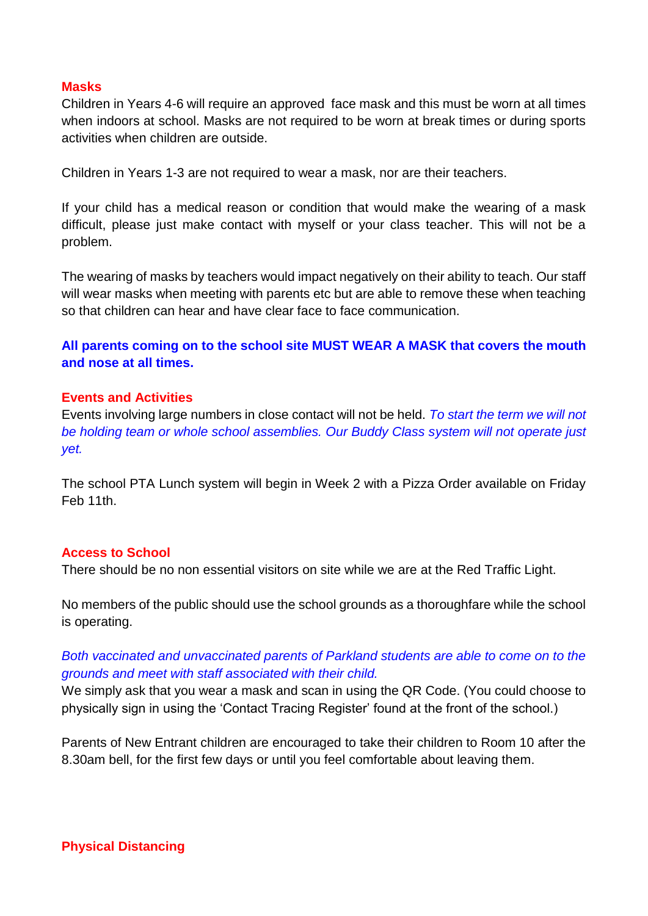## Masks

Children in Years 4-6 will require an approved face mask and this must be worn at all times when indoors at school. Masks are not required to be worn at break times or during sports activities when children are outside.

Children in Years 1-3 are not required to wear a mask, nor are their teachers.

If your child has a medical reason or condition that would make the wearing of a mask difficult, please just make contact with myself or your class teacher. This will not be a problem.

The wearing of masks by teachers would impact negatively on their ability to teach. Our staff will wear masks when meeting with parents etc but are able to remove these when teaching so that children can hear and have clear face to face communication.

**All parents coming on to the school site MUST WEAR A MASK that covers the mouth and nose at all times.**

## Events and Activities

Events involving large numbers in close contact will not be held. *To start the term we will not be holding team or whole school assemblies. Our Buddy Class system will not operate just yet.*

The school PTA Lunch system will begin in Week 2 with a Pizza Order available on Friday Feb 11th.

## Access to School

There should be no non essential visitors on site while we are at the Red Traffic Light.

No members of the public should use the school grounds as a thoroughfare while the school is operating.

*Both vaccinated and unvaccinated parents of Parkland students are able to come on to the grounds and meet with staff associated with their child.*

We simply ask that you wear a mask and scan in using the QR Code. (You could choose to physically sign in using the 'Contact Tracing Register' found at the front of the school.)

Parents of New Entrant children are encouraged to take their children to Room 10 after the 8.30am bell, for the first few days or until you feel comfortable about leaving them.

## Physical Distancing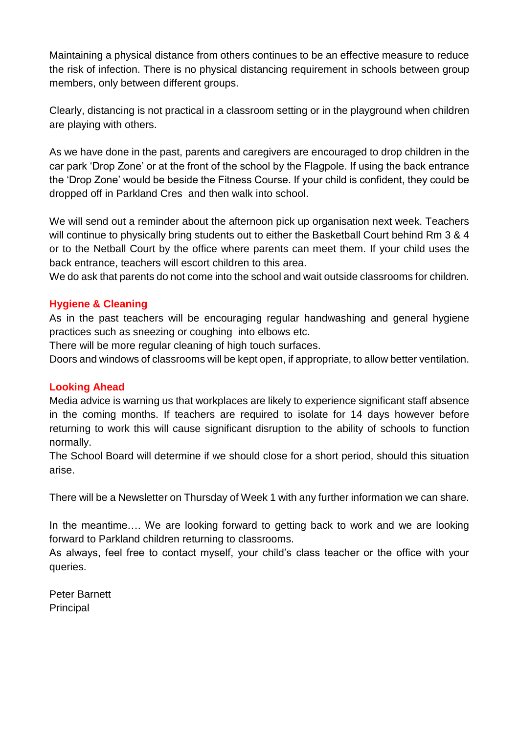Maintaining a physical distance from others continues to be an effective measure to reduce the risk of infection. There is no physical distancing requirement in schools between group members, only between different groups.

Clearly, distancing is not practical in a classroom setting or in the playground when children are playing with others.

As we have done in the past, parents and caregivers are encouraged to drop children in the car park 'Drop Zone' or at the front of the school by the Flagpole. If using the back entrance the 'Drop Zone' would be beside the Fitness Course. If your child is confident, they could be dropped off in Parkland Cres and then walk into school.

We will send out a reminder about the afternoon pick up organisation next week. Teachers will continue to physically bring students out to either the Basketball Court behind Rm 3 & 4 or to the Netball Court by the office where parents can meet them. If your child uses the back entrance, teachers will escort children to this area.
We do ask that parents do not come into the school and wait outside classrooms for children.

## Hygiene & Cleaning

As in the past teachers will be encouraging regular handwashing and general hygiene practices such as sneezing or coughing into elbows etc.
There will be more regular cleaning of high touch surfaces.
Doors and windows of classrooms will be kept open, if appropriate, to allow better ventilation.

## Looking Ahead

Media advice is warning us that workplaces are likely to experience significant staff absence in the coming months. If teachers are required to isolate for 14 days however before returning to work this will cause significant disruption to the ability of schools to function normally.
The School Board will determine if we should close for a short period, should this situation arise.

There will be a Newsletter on Thursday of Week 1 with any further information we can share.

In the meantime…. We are looking forward to getting back to work and we are looking forward to Parkland children returning to classrooms.
As always, feel free to contact myself, your child's class teacher or the office with your queries.

Peter Barnett
Principal